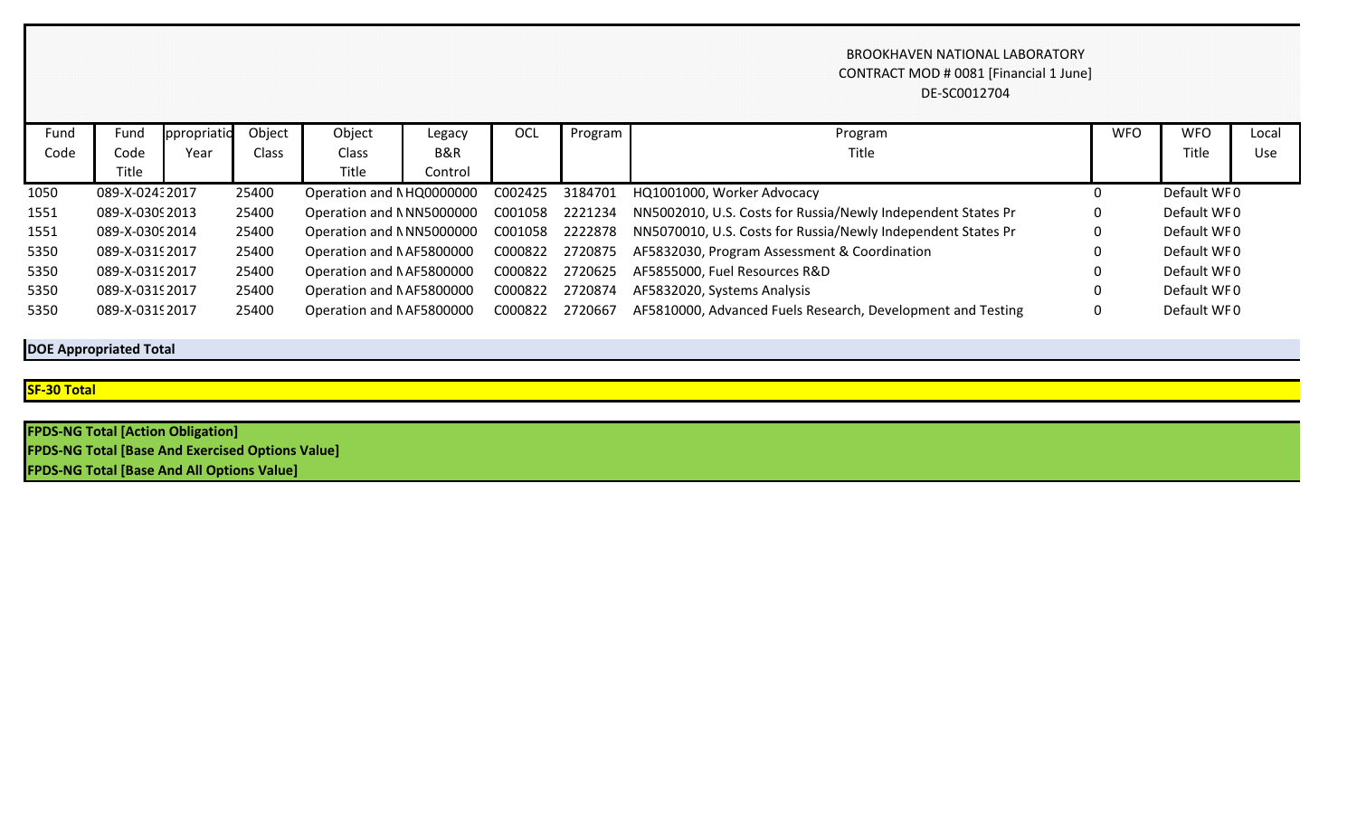BROOKHAVEN NATIONAL LABORATORY
CONTRACT MOD # 0081 [Financial 1 June]
DE-SC0012704

| Fund Code | Fund Code Title | ppropriatio Year | Object Class | Object Class Title | Legacy B&R Control | OCL | Program | Program Title | WFO | WFO Title | Local Use |
|---|---|---|---|---|---|---|---|---|---|---|---|
| 1050 | 089-X-0243 | 2017 | 25400 | Operation and M | HQ0000000 | C002425 | 3184701 | HQ1001000, Worker Advocacy | 0 | Default WF | 0 |
| 1551 | 089-X-0309 | 2013 | 25400 | Operation and M | NN5000000 | C001058 | 2221234 | NN5002010, U.S. Costs for Russia/Newly Independent States Pr | 0 | Default WF | 0 |
| 1551 | 089-X-0309 | 2014 | 25400 | Operation and M | NN5000000 | C001058 | 2222878 | NN5070010, U.S. Costs for Russia/Newly Independent States Pr | 0 | Default WF | 0 |
| 5350 | 089-X-0319 | 2017 | 25400 | Operation and M | AF5800000 | C000822 | 2720875 | AF5832030, Program Assessment & Coordination | 0 | Default WF | 0 |
| 5350 | 089-X-0319 | 2017 | 25400 | Operation and M | AF5800000 | C000822 | 2720625 | AF5855000, Fuel Resources R&D | 0 | Default WF | 0 |
| 5350 | 089-X-0319 | 2017 | 25400 | Operation and M | AF5800000 | C000822 | 2720874 | AF5832020, Systems Analysis | 0 | Default WF | 0 |
| 5350 | 089-X-0319 | 2017 | 25400 | Operation and M | AF5800000 | C000822 | 2720667 | AF5810000, Advanced Fuels Research, Development and Testing | 0 | Default WF | 0 |

**DOE Appropriated Total**

**SF-30 Total**

**FPDS-NG Total [Action Obligation]**
**FPDS-NG Total [Base And Exercised Options Value]**
**FPDS-NG Total [Base And All Options Value]**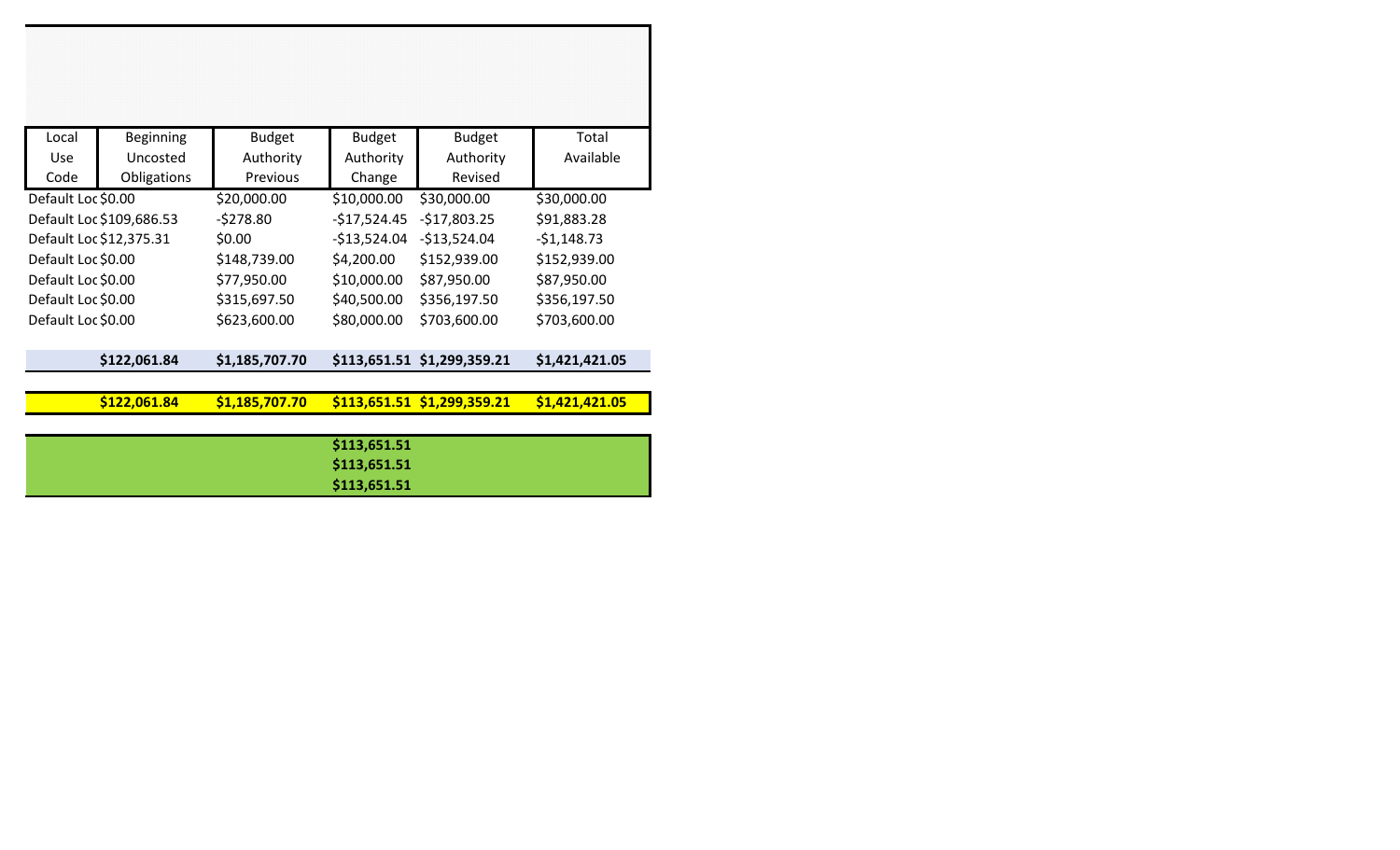| Local Use Code | Beginning Uncosted Obligations | Budget Authority Previous | Budget Authority Change | Budget Authority Revised | Total Available |
|---|---|---|---|---|---|
| Default Loc | $0.00 | $20,000.00 | $10,000.00 | $30,000.00 | $30,000.00 |
| Default Loc | $109,686.53 | -$278.80 | -$17,524.45 | -$17,803.25 | $91,883.28 |
| Default Loc | $12,375.31 | $0.00 | -$13,524.04 | -$13,524.04 | -$1,148.73 |
| Default Loc | $0.00 | $148,739.00 | $4,200.00 | $152,939.00 | $152,939.00 |
| Default Loc | $0.00 | $77,950.00 | $10,000.00 | $87,950.00 | $87,950.00 |
| Default Loc | $0.00 | $315,697.50 | $40,500.00 | $356,197.50 | $356,197.50 |
| Default Loc | $0.00 | $623,600.00 | $80,000.00 | $703,600.00 | $703,600.00 |
| | **$122,061.84** | **$1,185,707.70** | **$113,651.51** | **$1,299,359.21** | **$1,421,421.05** |
| | **$122,061.84** | **$1,185,707.70** | **$113,651.51** | **$1,299,359.21** | **$1,421,421.05** |
| | | | **$113,651.51** | | |
| | | | **$113,651.51** | | |
| | | | **$113,651.51** | | |